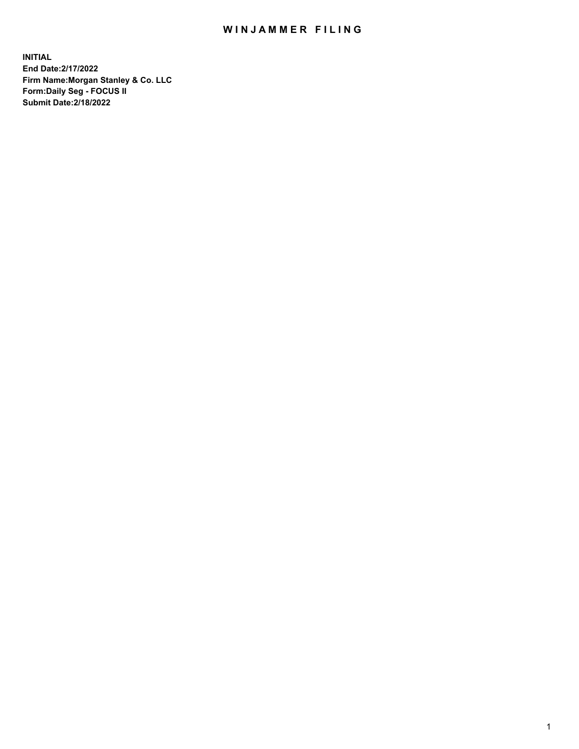# WINJAMMER FILING

**INITIAL**
**End Date:2/17/2022**
**Firm Name:Morgan Stanley & Co. LLC**
**Form:Daily Seg - FOCUS II**
**Submit Date:2/18/2022**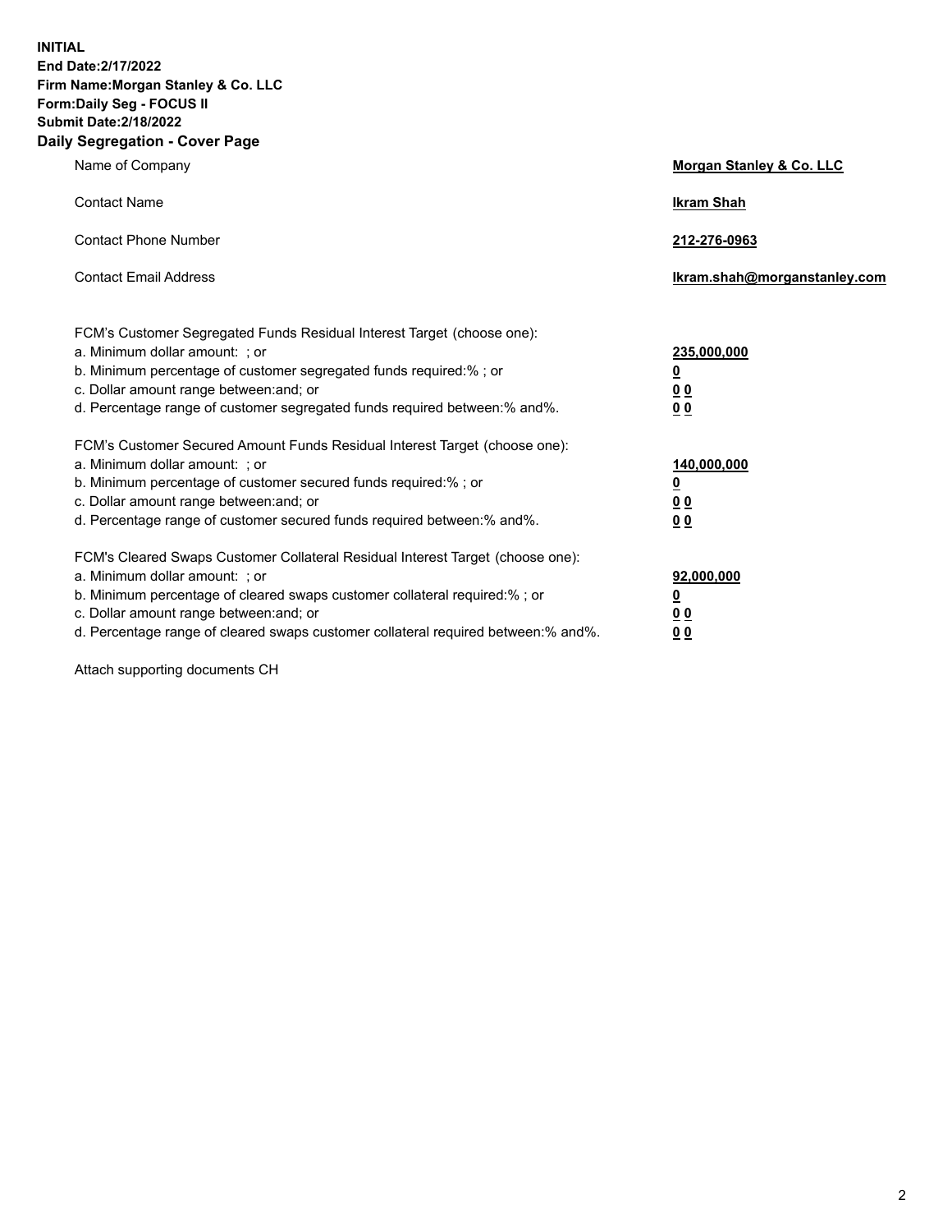**INITIAL**
**End Date:2/17/2022**
**Firm Name:Morgan Stanley & Co. LLC**
**Form:Daily Seg - FOCUS II**
**Submit Date:2/18/2022**

## Daily Segregation - Cover Page

| | |
|---|---|
| Name of Company | **Morgan Stanley & Co. LLC** |
| Contact Name | **Ikram Shah** |
| Contact Phone Number | **212-276-0963** |
| Contact Email Address | **Ikram.shah@morganstanley.com** |

| | |
|---|---|
| FCM's Customer Segregated Funds Residual Interest Target (choose one): | |
| a. Minimum dollar amount: ; or | **235,000,000** |
| b. Minimum percentage of customer segregated funds required:% ; or | **0** |
| c. Dollar amount range between:and; or | **0 0** |
| d. Percentage range of customer segregated funds required between:% and%. | **0 0** |
| FCM's Customer Secured Amount Funds Residual Interest Target (choose one): | |
| a. Minimum dollar amount: ; or | **140,000,000** |
| b. Minimum percentage of customer secured funds required:% ; or | **0** |
| c. Dollar amount range between:and; or | **0 0** |
| d. Percentage range of customer secured funds required between:% and%. | **0 0** |
| FCM's Cleared Swaps Customer Collateral Residual Interest Target (choose one): | |
| a. Minimum dollar amount: ; or | **92,000,000** |
| b. Minimum percentage of cleared swaps customer collateral required:% ; or | **0** |
| c. Dollar amount range between:and; or | **0 0** |
| d. Percentage range of cleared swaps customer collateral required between:% and%. | **0 0** |

Attach supporting documents CH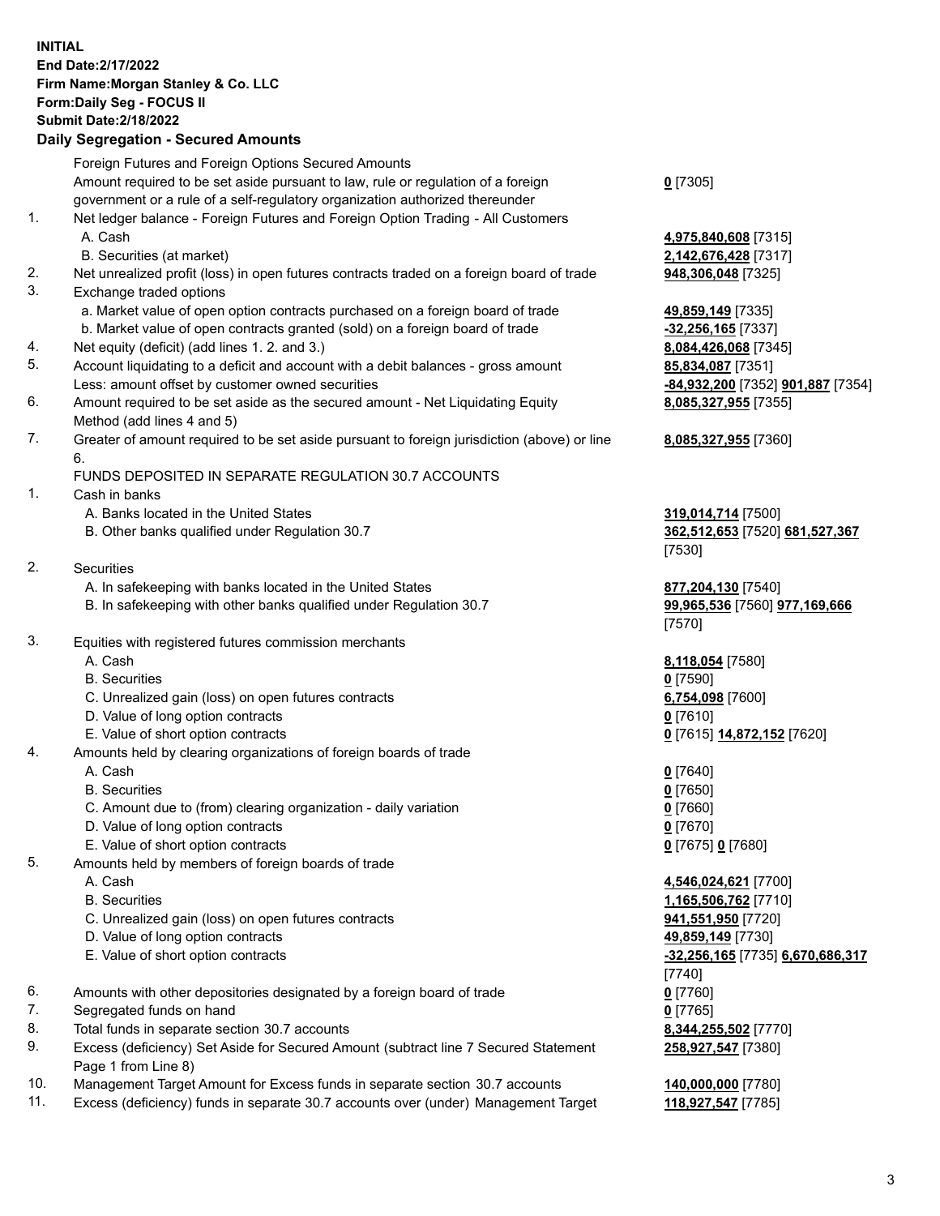**INITIAL**
**End Date:2/17/2022**
**Firm Name:Morgan Stanley & Co. LLC**
**Form:Daily Seg - FOCUS II**
**Submit Date:2/18/2022**

## Daily Segregation - Secured Amounts

| | | |
|---|---|---|
| | Foreign Futures and Foreign Options Secured Amounts | |
| | Amount required to be set aside pursuant to law, rule or regulation of a foreign government or a rule of a self-regulatory organization authorized thereunder | **0** [7305] |
| 1. | Net ledger balance - Foreign Futures and Foreign Option Trading - All Customers | |
| | A. Cash | **4,975,840,608** [7315] |
| | B. Securities (at market) | **2,142,676,428** [7317] |
| 2. | Net unrealized profit (loss) in open futures contracts traded on a foreign board of trade | **948,306,048** [7325] |
| 3. | Exchange traded options | |
| | a. Market value of open option contracts purchased on a foreign board of trade | **49,859,149** [7335] |
| | b. Market value of open contracts granted (sold) on a foreign board of trade | **-32,256,165** [7337] |
| 4. | Net equity (deficit) (add lines 1. 2. and 3.) | **8,084,426,068** [7345] |
| 5. | Account liquidating to a deficit and account with a debit balances - gross amount | **85,834,087** [7351] |
| | Less: amount offset by customer owned securities | **-84,932,200** [7352] **901,887** [7354] |
| 6. | Amount required to be set aside as the secured amount - Net Liquidating Equity Method (add lines 4 and 5) | **8,085,327,955** [7355] |
| 7. | Greater of amount required to be set aside pursuant to foreign jurisdiction (above) or line 6. | **8,085,327,955** [7360] |
| | FUNDS DEPOSITED IN SEPARATE REGULATION 30.7 ACCOUNTS | |
| 1. | Cash in banks | |
| | A. Banks located in the United States | **319,014,714** [7500] |
| | B. Other banks qualified under Regulation 30.7 | **362,512,653** [7520] **681,527,367** [7530] |
| 2. | Securities | |
| | A. In safekeeping with banks located in the United States | **877,204,130** [7540] |
| | B. In safekeeping with other banks qualified under Regulation 30.7 | **99,965,536** [7560] **977,169,666** [7570] |
| 3. | Equities with registered futures commission merchants | |
| | A. Cash | **8,118,054** [7580] |
| | B. Securities | **0** [7590] |
| | C. Unrealized gain (loss) on open futures contracts | **6,754,098** [7600] |
| | D. Value of long option contracts | **0** [7610] |
| | E. Value of short option contracts | **0** [7615] **14,872,152** [7620] |
| 4. | Amounts held by clearing organizations of foreign boards of trade | |
| | A. Cash | **0** [7640] |
| | B. Securities | **0** [7650] |
| | C. Amount due to (from) clearing organization - daily variation | **0** [7660] |
| | D. Value of long option contracts | **0** [7670] |
| | E. Value of short option contracts | **0** [7675] **0** [7680] |
| 5. | Amounts held by members of foreign boards of trade | |
| | A. Cash | **4,546,024,621** [7700] |
| | B. Securities | **1,165,506,762** [7710] |
| | C. Unrealized gain (loss) on open futures contracts | **941,551,950** [7720] |
| | D. Value of long option contracts | **49,859,149** [7730] |
| | E. Value of short option contracts | **-32,256,165** [7735] **6,670,686,317** [7740] |
| 6. | Amounts with other depositories designated by a foreign board of trade | **0** [7760] |
| 7. | Segregated funds on hand | **0** [7765] |
| 8. | Total funds in separate section 30.7 accounts | **8,344,255,502** [7770] |
| 9. | Excess (deficiency) Set Aside for Secured Amount (subtract line 7 Secured Statement Page 1 from Line 8) | **258,927,547** [7380] |
| 10. | Management Target Amount for Excess funds in separate section 30.7 accounts | **140,000,000** [7780] |
| 11. | Excess (deficiency) funds in separate 30.7 accounts over (under) Management Target | **118,927,547** [7785] |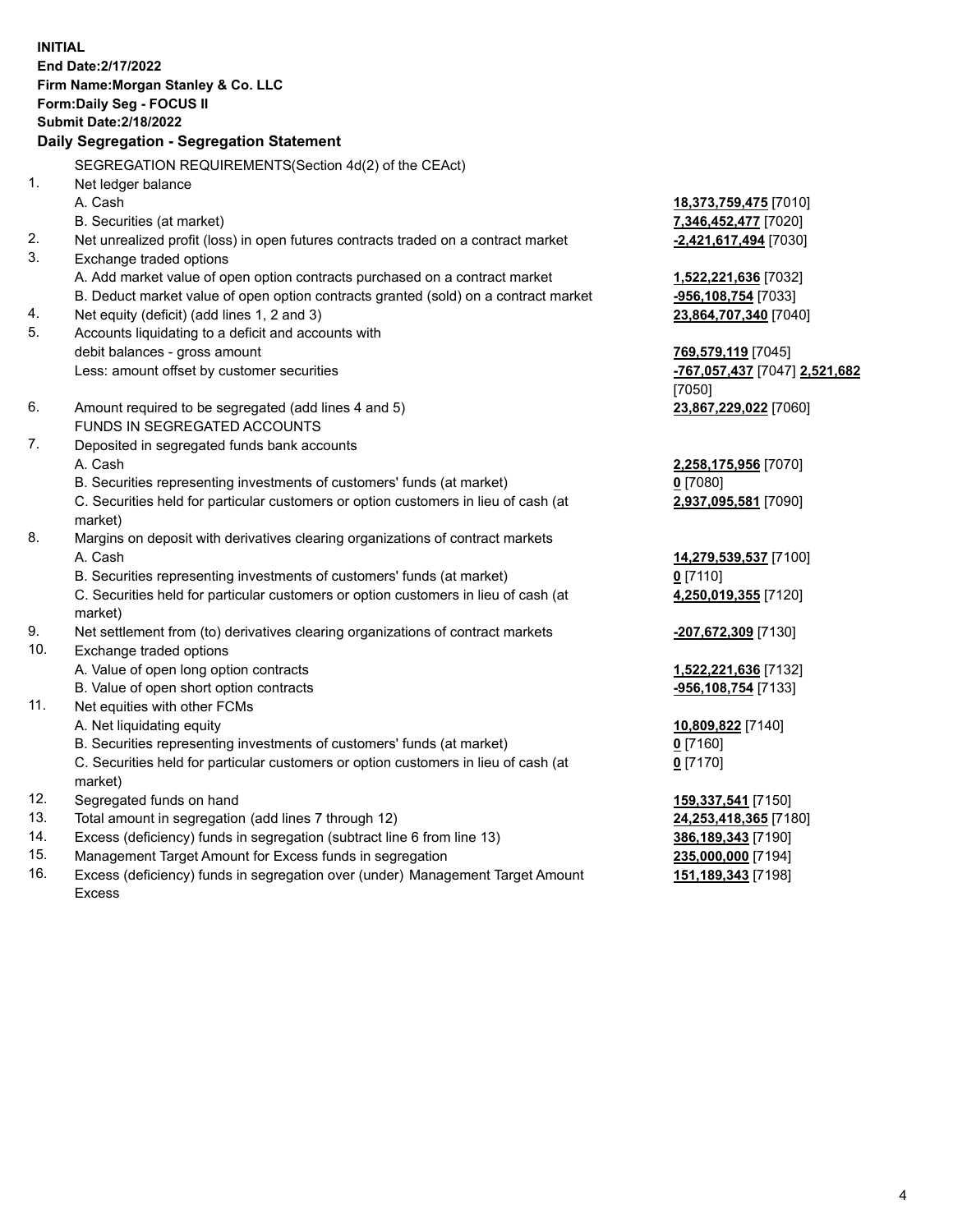**INITIAL**
**End Date:2/17/2022**
**Firm Name:Morgan Stanley & Co. LLC**
**Form:Daily Seg - FOCUS II**
**Submit Date:2/18/2022**

## Daily Segregation - Segregation Statement

SEGREGATION REQUIREMENTS(Section 4d(2) of the CEAct)

| | | |
|---|---|---|
| 1. | Net ledger balance | |
| | A. Cash | **18,373,759,475** [7010] |
| | B. Securities (at market) | **7,346,452,477** [7020] |
| 2. | Net unrealized profit (loss) in open futures contracts traded on a contract market | **-2,421,617,494** [7030] |
| 3. | Exchange traded options | |
| | A. Add market value of open option contracts purchased on a contract market | **1,522,221,636** [7032] |
| | B. Deduct market value of open option contracts granted (sold) on a contract market | **-956,108,754** [7033] |
| 4. | Net equity (deficit) (add lines 1, 2 and 3) | **23,864,707,340** [7040] |
| 5. | Accounts liquidating to a deficit and accounts with debit balances - gross amount | **769,579,119** [7045] |
| | Less: amount offset by customer securities | **-767,057,437** [7047] **2,521,682** [7050] |
| 6. | Amount required to be segregated (add lines 4 and 5) | **23,867,229,022** [7060] |
| | FUNDS IN SEGREGATED ACCOUNTS | |
| 7. | Deposited in segregated funds bank accounts | |
| | A. Cash | **2,258,175,956** [7070] |
| | B. Securities representing investments of customers' funds (at market) | **0** [7080] |
| | C. Securities held for particular customers or option customers in lieu of cash (at market) | **2,937,095,581** [7090] |
| 8. | Margins on deposit with derivatives clearing organizations of contract markets | |
| | A. Cash | **14,279,539,537** [7100] |
| | B. Securities representing investments of customers' funds (at market) | **0** [7110] |
| | C. Securities held for particular customers or option customers in lieu of cash (at market) | **4,250,019,355** [7120] |
| 9. | Net settlement from (to) derivatives clearing organizations of contract markets | **-207,672,309** [7130] |
| 10. | Exchange traded options | |
| | A. Value of open long option contracts | **1,522,221,636** [7132] |
| | B. Value of open short option contracts | **-956,108,754** [7133] |
| 11. | Net equities with other FCMs | |
| | A. Net liquidating equity | **10,809,822** [7140] |
| | B. Securities representing investments of customers' funds (at market) | **0** [7160] |
| | C. Securities held for particular customers or option customers in lieu of cash (at market) | **0** [7170] |
| 12. | Segregated funds on hand | **159,337,541** [7150] |
| 13. | Total amount in segregation (add lines 7 through 12) | **24,253,418,365** [7180] |
| 14. | Excess (deficiency) funds in segregation (subtract line 6 from line 13) | **386,189,343** [7190] |
| 15. | Management Target Amount for Excess funds in segregation | **235,000,000** [7194] |
| 16. | Excess (deficiency) funds in segregation over (under) Management Target Amount Excess | **151,189,343** [7198] |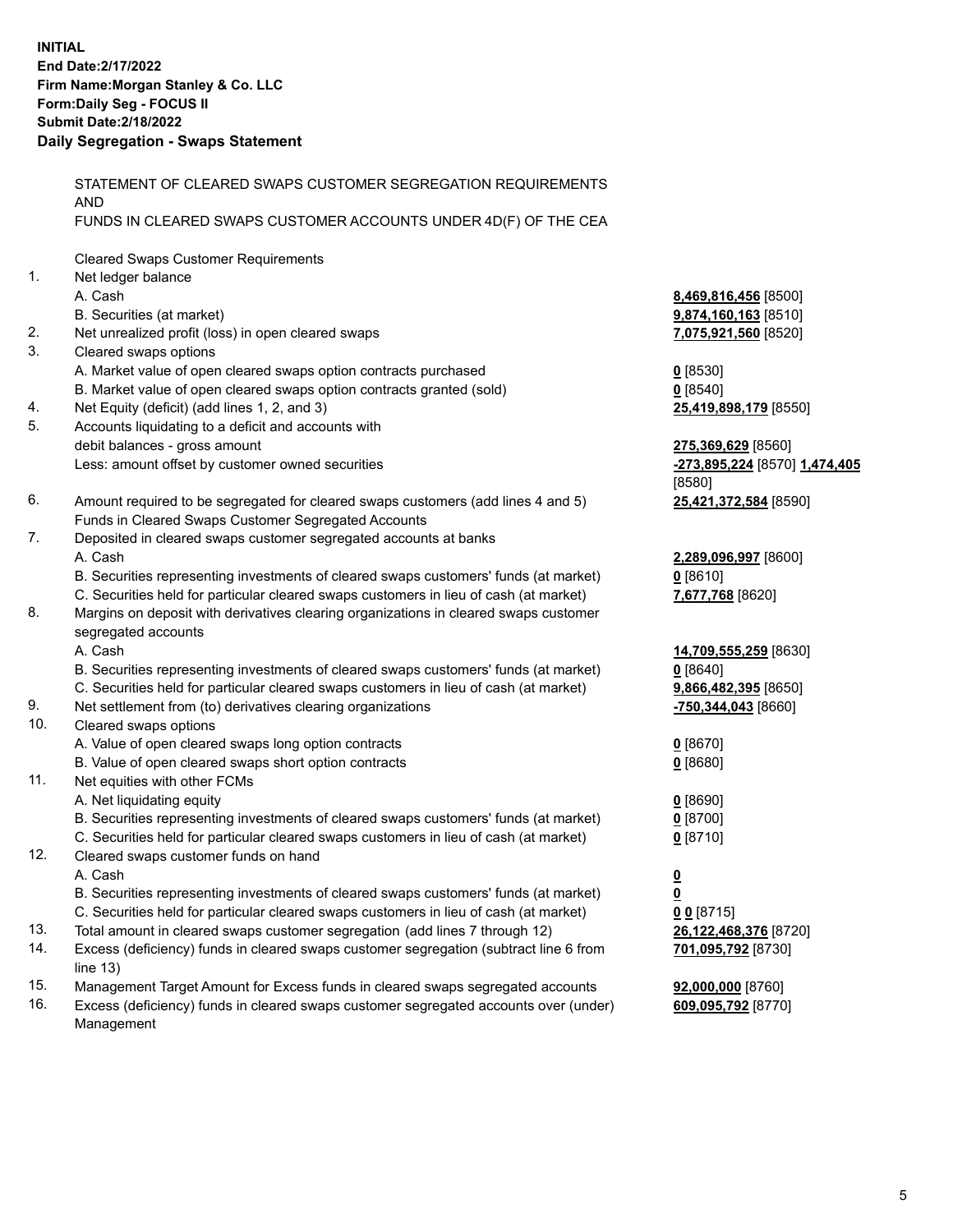**INITIAL**
**End Date:2/17/2022**
**Firm Name:Morgan Stanley & Co. LLC**
**Form:Daily Seg - FOCUS II**
**Submit Date:2/18/2022**
**Daily Segregation - Swaps Statement**

STATEMENT OF CLEARED SWAPS CUSTOMER SEGREGATION REQUIREMENTS AND
FUNDS IN CLEARED SWAPS CUSTOMER ACCOUNTS UNDER 4D(F) OF THE CEA

| | | |
|---|---|---|
| | Cleared Swaps Customer Requirements | |
| 1. | Net ledger balance | |
| | A. Cash | **8,469,816,456** [8500] |
| | B. Securities (at market) | **9,874,160,163** [8510] |
| 2. | Net unrealized profit (loss) in open cleared swaps | **7,075,921,560** [8520] |
| 3. | Cleared swaps options | |
| | A. Market value of open cleared swaps option contracts purchased | **0** [8530] |
| | B. Market value of open cleared swaps option contracts granted (sold) | **0** [8540] |
| 4. | Net Equity (deficit) (add lines 1, 2, and 3) | **25,419,898,179** [8550] |
| 5. | Accounts liquidating to a deficit and accounts with debit balances - gross amount | **275,369,629** [8560] |
| | Less: amount offset by customer owned securities | **-273,895,224** [8570] **1,474,405** [8580] |
| 6. | Amount required to be segregated for cleared swaps customers (add lines 4 and 5) | **25,421,372,584** [8590] |
| | Funds in Cleared Swaps Customer Segregated Accounts | |
| 7. | Deposited in cleared swaps customer segregated accounts at banks | |
| | A. Cash | **2,289,096,997** [8600] |
| | B. Securities representing investments of cleared swaps customers' funds (at market) | **0** [8610] |
| | C. Securities held for particular cleared swaps customers in lieu of cash (at market) | **7,677,768** [8620] |
| 8. | Margins on deposit with derivatives clearing organizations in cleared swaps customer segregated accounts | |
| | A. Cash | **14,709,555,259** [8630] |
| | B. Securities representing investments of cleared swaps customers' funds (at market) | **0** [8640] |
| | C. Securities held for particular cleared swaps customers in lieu of cash (at market) | **9,866,482,395** [8650] |
| 9. | Net settlement from (to) derivatives clearing organizations | **-750,344,043** [8660] |
| 10. | Cleared swaps options | |
| | A. Value of open cleared swaps long option contracts | **0** [8670] |
| | B. Value of open cleared swaps short option contracts | **0** [8680] |
| 11. | Net equities with other FCMs | |
| | A. Net liquidating equity | **0** [8690] |
| | B. Securities representing investments of cleared swaps customers' funds (at market) | **0** [8700] |
| | C. Securities held for particular cleared swaps customers in lieu of cash (at market) | **0** [8710] |
| 12. | Cleared swaps customer funds on hand | |
| | A. Cash | **0** |
| | B. Securities representing investments of cleared swaps customers' funds (at market) | **0** |
| | C. Securities held for particular cleared swaps customers in lieu of cash (at market) | **0** **0** [8715] |
| 13. | Total amount in cleared swaps customer segregation (add lines 7 through 12) | **26,122,468,376** [8720] |
| 14. | Excess (deficiency) funds in cleared swaps customer segregation (subtract line 6 from line 13) | **701,095,792** [8730] |
| 15. | Management Target Amount for Excess funds in cleared swaps segregated accounts | **92,000,000** [8760] |
| 16. | Excess (deficiency) funds in cleared swaps customer segregated accounts over (under) Management | **609,095,792** [8770] |